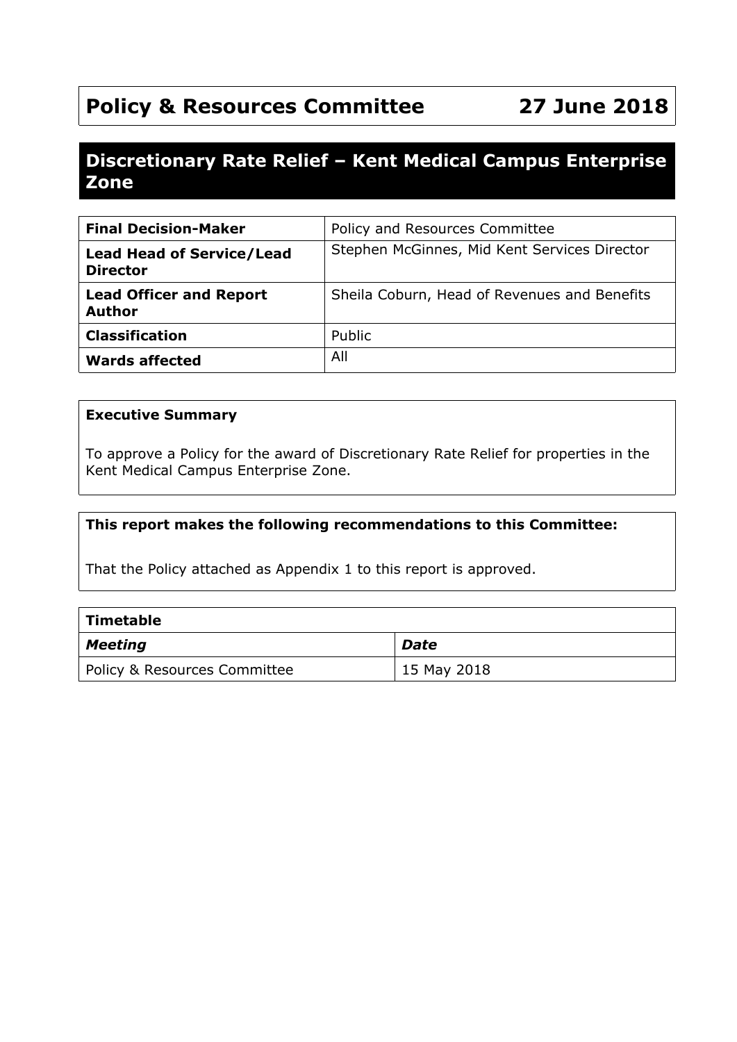# Policy & Resources Committee 27 June 2018

## Discretionary Rate Relief – Kent Medical Campus Enterprise Zone

| **Final Decision-Maker** | Policy and Resources Committee |
|---|---|
| **Lead Head of Service/Lead Director** | Stephen McGinnes, Mid Kent Services Director |
| **Lead Officer and Report Author** | Sheila Coburn, Head of Revenues and Benefits |
| **Classification** | Public |
| **Wards affected** | All |

**Executive Summary**

To approve a Policy for the award of Discretionary Rate Relief for properties in the Kent Medical Campus Enterprise Zone.

**This report makes the following recommendations to this Committee:**

That the Policy attached as Appendix 1 to this report is approved.

| **Timetable** | |
|---|---|
| ***Meeting*** | ***Date*** |
| Policy & Resources Committee | 15 May 2018 |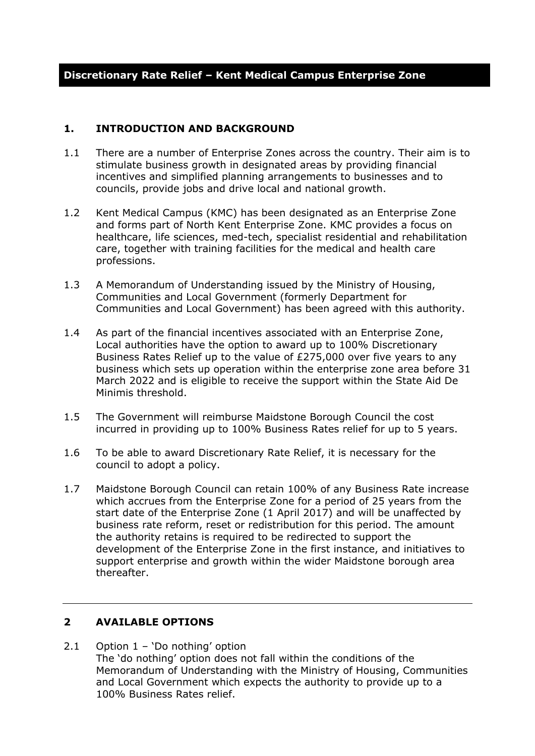## Discretionary Rate Relief – Kent Medical Campus Enterprise Zone

### 1. INTRODUCTION AND BACKGROUND

1.1 There are a number of Enterprise Zones across the country. Their aim is to stimulate business growth in designated areas by providing financial incentives and simplified planning arrangements to businesses and to councils, provide jobs and drive local and national growth.

1.2 Kent Medical Campus (KMC) has been designated as an Enterprise Zone and forms part of North Kent Enterprise Zone. KMC provides a focus on healthcare, life sciences, med-tech, specialist residential and rehabilitation care, together with training facilities for the medical and health care professions.

1.3 A Memorandum of Understanding issued by the Ministry of Housing, Communities and Local Government (formerly Department for Communities and Local Government) has been agreed with this authority.

1.4 As part of the financial incentives associated with an Enterprise Zone, Local authorities have the option to award up to 100% Discretionary Business Rates Relief up to the value of £275,000 over five years to any business which sets up operation within the enterprise zone area before 31 March 2022 and is eligible to receive the support within the State Aid De Minimis threshold.

1.5 The Government will reimburse Maidstone Borough Council the cost incurred in providing up to 100% Business Rates relief for up to 5 years.

1.6 To be able to award Discretionary Rate Relief, it is necessary for the council to adopt a policy.

1.7 Maidstone Borough Council can retain 100% of any Business Rate increase which accrues from the Enterprise Zone for a period of 25 years from the start date of the Enterprise Zone (1 April 2017) and will be unaffected by business rate reform, reset or redistribution for this period. The amount the authority retains is required to be redirected to support the development of the Enterprise Zone in the first instance, and initiatives to support enterprise and growth within the wider Maidstone borough area thereafter.

---

### 2 AVAILABLE OPTIONS

2.1 Option 1 – 'Do nothing' option
The 'do nothing' option does not fall within the conditions of the Memorandum of Understanding with the Ministry of Housing, Communities and Local Government which expects the authority to provide up to a 100% Business Rates relief.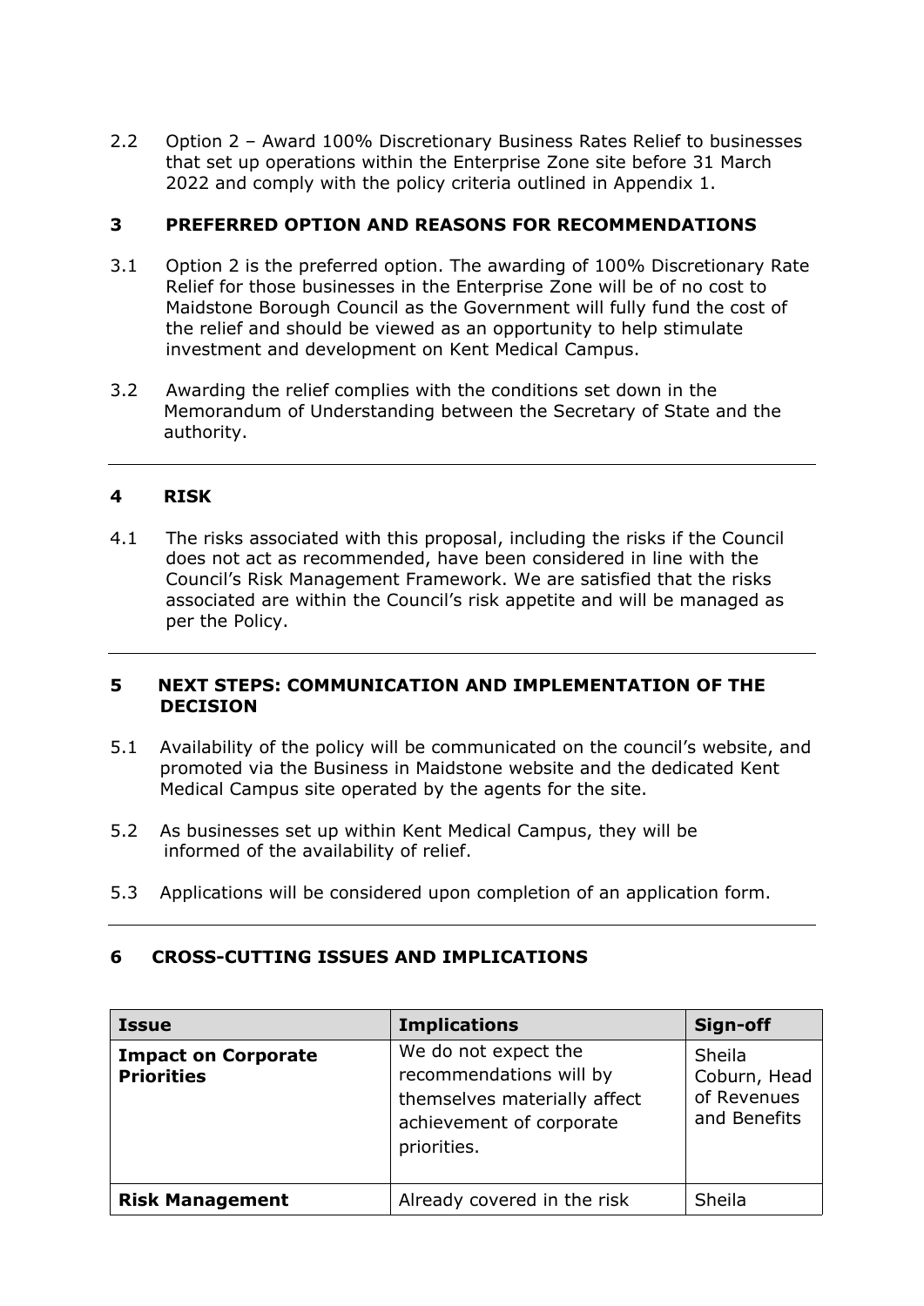2.2 Option 2 – Award 100% Discretionary Business Rates Relief to businesses that set up operations within the Enterprise Zone site before 31 March 2022 and comply with the policy criteria outlined in Appendix 1.

## 3 PREFERRED OPTION AND REASONS FOR RECOMMENDATIONS

3.1 Option 2 is the preferred option. The awarding of 100% Discretionary Rate Relief for those businesses in the Enterprise Zone will be of no cost to Maidstone Borough Council as the Government will fully fund the cost of the relief and should be viewed as an opportunity to help stimulate investment and development on Kent Medical Campus.

3.2 Awarding the relief complies with the conditions set down in the Memorandum of Understanding between the Secretary of State and the authority.

## 4 RISK

4.1 The risks associated with this proposal, including the risks if the Council does not act as recommended, have been considered in line with the Council's Risk Management Framework. We are satisfied that the risks associated are within the Council's risk appetite and will be managed as per the Policy.

## 5 NEXT STEPS: COMMUNICATION AND IMPLEMENTATION OF THE DECISION

5.1 Availability of the policy will be communicated on the council's website, and promoted via the Business in Maidstone website and the dedicated Kent Medical Campus site operated by the agents for the site.

5.2 As businesses set up within Kent Medical Campus, they will be informed of the availability of relief.

5.3 Applications will be considered upon completion of an application form.

## 6 CROSS-CUTTING ISSUES AND IMPLICATIONS

| Issue | Implications | Sign-off |
|---|---|---|
| **Impact on Corporate Priorities** | We do not expect the recommendations will by themselves materially affect achievement of corporate priorities. | Sheila Coburn, Head of Revenues and Benefits |
| **Risk Management** | Already covered in the risk | Sheila |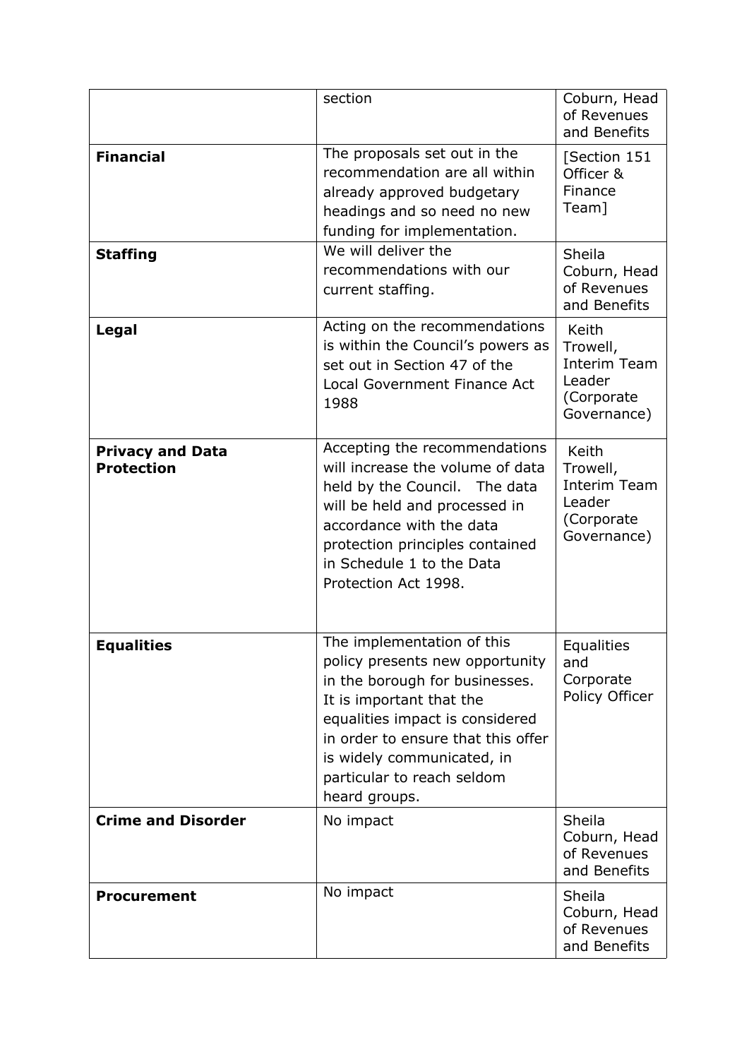| | | |
|---|---|---|
| | section | Coburn, Head of Revenues and Benefits |
| **Financial** | The proposals set out in the recommendation are all within already approved budgetary headings and so need no new funding for implementation. | [Section 151 Officer & Finance Team] |
| **Staffing** | We will deliver the recommendations with our current staffing. | Sheila Coburn, Head of Revenues and Benefits |
| **Legal** | Acting on the recommendations is within the Council's powers as set out in Section 47 of the Local Government Finance Act 1988 | Keith Trowell, Interim Team Leader (Corporate Governance) |
| **Privacy and Data Protection** | Accepting the recommendations will increase the volume of data held by the Council. The data will be held and processed in accordance with the data protection principles contained in Schedule 1 to the Data Protection Act 1998. | Keith Trowell, Interim Team Leader (Corporate Governance) |
| **Equalities** | The implementation of this policy presents new opportunity in the borough for businesses. It is important that the equalities impact is considered in order to ensure that this offer is widely communicated, in particular to reach seldom heard groups. | Equalities and Corporate Policy Officer |
| **Crime and Disorder** | No impact | Sheila Coburn, Head of Revenues and Benefits |
| **Procurement** | No impact | Sheila Coburn, Head of Revenues and Benefits |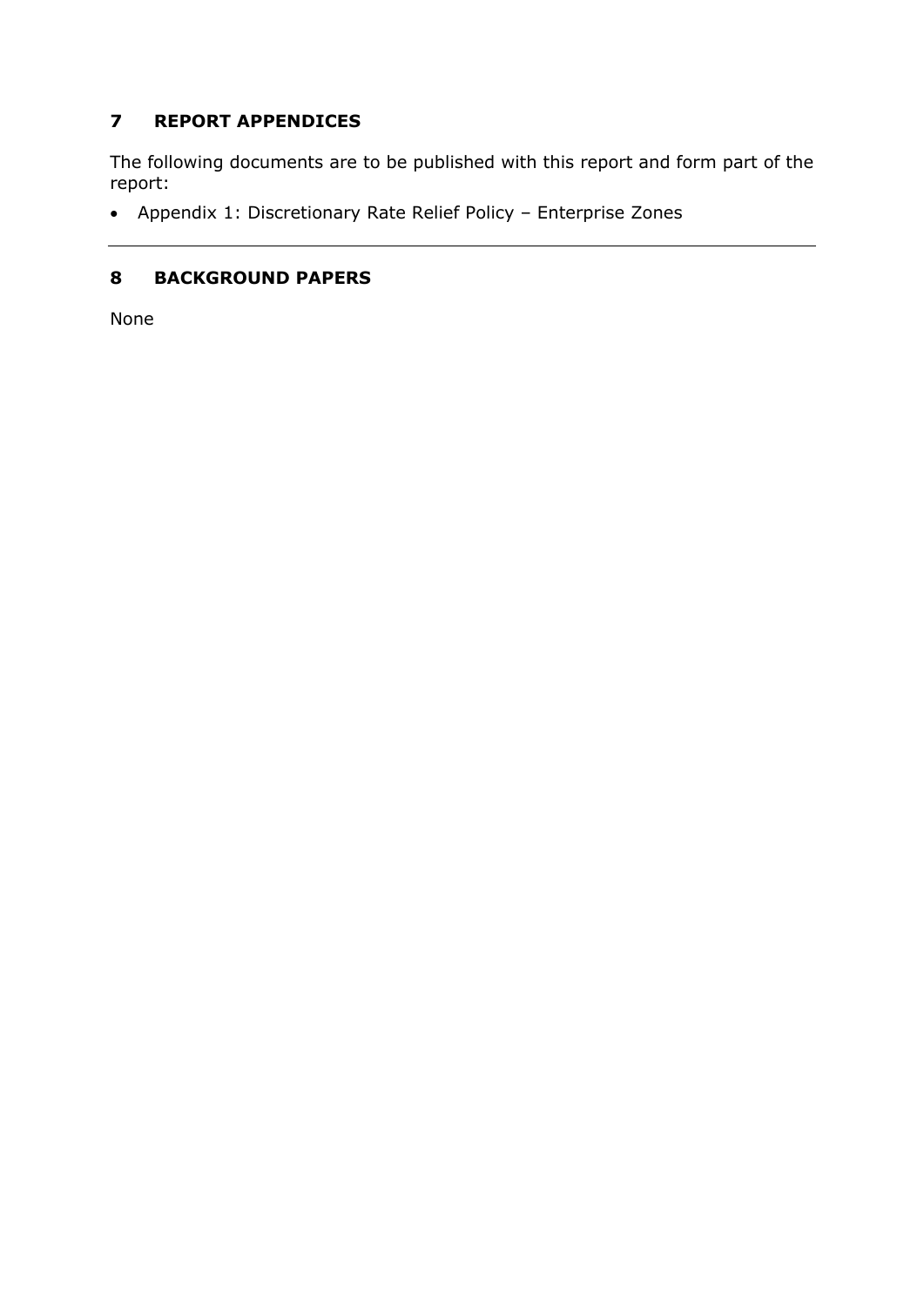## 7 REPORT APPENDICES

The following documents are to be published with this report and form part of the report:

- Appendix 1: Discretionary Rate Relief Policy – Enterprise Zones

---

## 8 BACKGROUND PAPERS

None